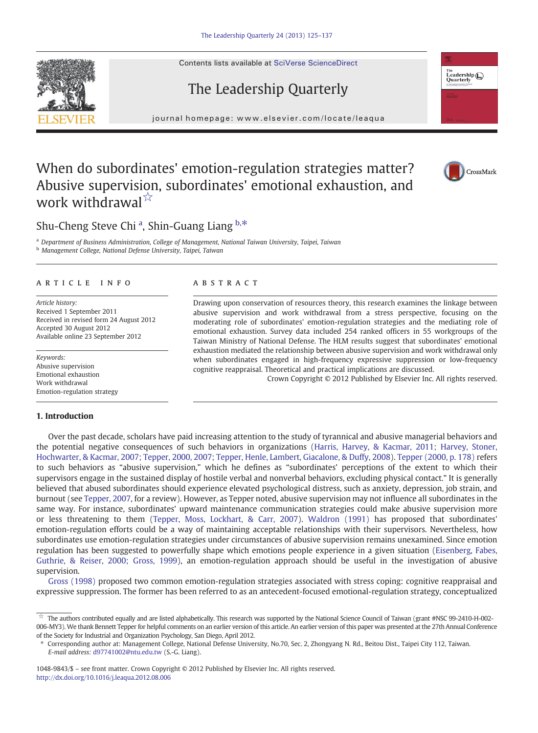# When do subordinates' emotion-regulation strategies matter? Abusive supervision, subordinates' emotional exhaustion, and work withdrawal ☆

Shu-Cheng Steve Chi [a], Shin-Guang Liang [b,*]

[a] Department of Business Administration, College of Management, National Taiwan University, Taipei, Taiwan
[b] Management College, National Defense University, Taipei, Taiwan

## ARTICLE INFO

*Article history:*
Received 1 September 2011
Received in revised form 24 August 2012
Accepted 30 August 2012
Available online 23 September 2012

*Keywords:*
Abusive supervision
Emotional exhaustion
Work withdrawal
Emotion-regulation strategy

## ABSTRACT

Drawing upon conservation of resources theory, this research examines the linkage between abusive supervision and work withdrawal from a stress perspective, focusing on the moderating role of subordinates' emotion-regulation strategies and the mediating role of emotional exhaustion. Survey data included 254 ranked officers in 55 workgroups of the Taiwan Ministry of National Defense. The HLM results suggest that subordinates' emotional exhaustion mediated the relationship between abusive supervision and work withdrawal only when subordinates engaged in high-frequency expressive suppression or low-frequency cognitive reappraisal. Theoretical and practical implications are discussed.

Crown Copyright © 2012 Published by Elsevier Inc. All rights reserved.

## 1. Introduction

Over the past decade, scholars have paid increasing attention to the study of tyrannical and abusive managerial behaviors and the potential negative consequences of such behaviors in organizations (Harris, Harvey, & Kacmar, 2011; Harvey, Stoner, Hochwarter, & Kacmar, 2007; Tepper, 2000, 2007; Tepper, Henle, Lambert, Giacalone, & Duffy, 2008). Tepper (2000, p. 178) refers to such behaviors as "abusive supervision," which he defines as "subordinates' perceptions of the extent to which their supervisors engage in the sustained display of hostile verbal and nonverbal behaviors, excluding physical contact." It is generally believed that abused subordinates should experience elevated psychological distress, such as anxiety, depression, job strain, and burnout (see Tepper, 2007, for a review). However, as Tepper noted, abusive supervision may not influence all subordinates in the same way. For instance, subordinates' upward maintenance communication strategies could make abusive supervision more or less threatening to them (Tepper, Moss, Lockhart, & Carr, 2007). Waldron (1991) has proposed that subordinates' emotion-regulation efforts could be a way of maintaining acceptable relationships with their supervisors. Nevertheless, how subordinates use emotion-regulation strategies under circumstances of abusive supervision remains unexamined. Since emotion regulation has been suggested to powerfully shape which emotions people experience in a given situation (Eisenberg, Fabes, Guthrie, & Reiser, 2000; Gross, 1999), an emotion-regulation approach should be useful in the investigation of abusive supervision.

Gross (1998) proposed two common emotion-regulation strategies associated with stress coping: cognitive reappraisal and expressive suppression. The former has been referred to as an antecedent-focused emotional-regulation strategy, conceptualized

☆ The authors contributed equally and are listed alphabetically. This research was supported by the National Science Council of Taiwan (grant #NSC 99-2410-H-002-006-MY3). We thank Bennett Tepper for helpful comments on an earlier version of this article. An earlier version of this paper was presented at the 27th Annual Conference of the Society for Industrial and Organization Psychology, San Diego, April 2012.

* Corresponding author at: Management College, National Defense University, No.70, Sec. 2, Zhongyang N. Rd., Beitou Dist., Taipei City 112, Taiwan.
*E-mail address:* d97741002@ntu.edu.tw (S.-G. Liang).

1048-9843/$ – see front matter. Crown Copyright © 2012 Published by Elsevier Inc. All rights reserved.
http://dx.doi.org/10.1016/j.leaqua.2012.08.006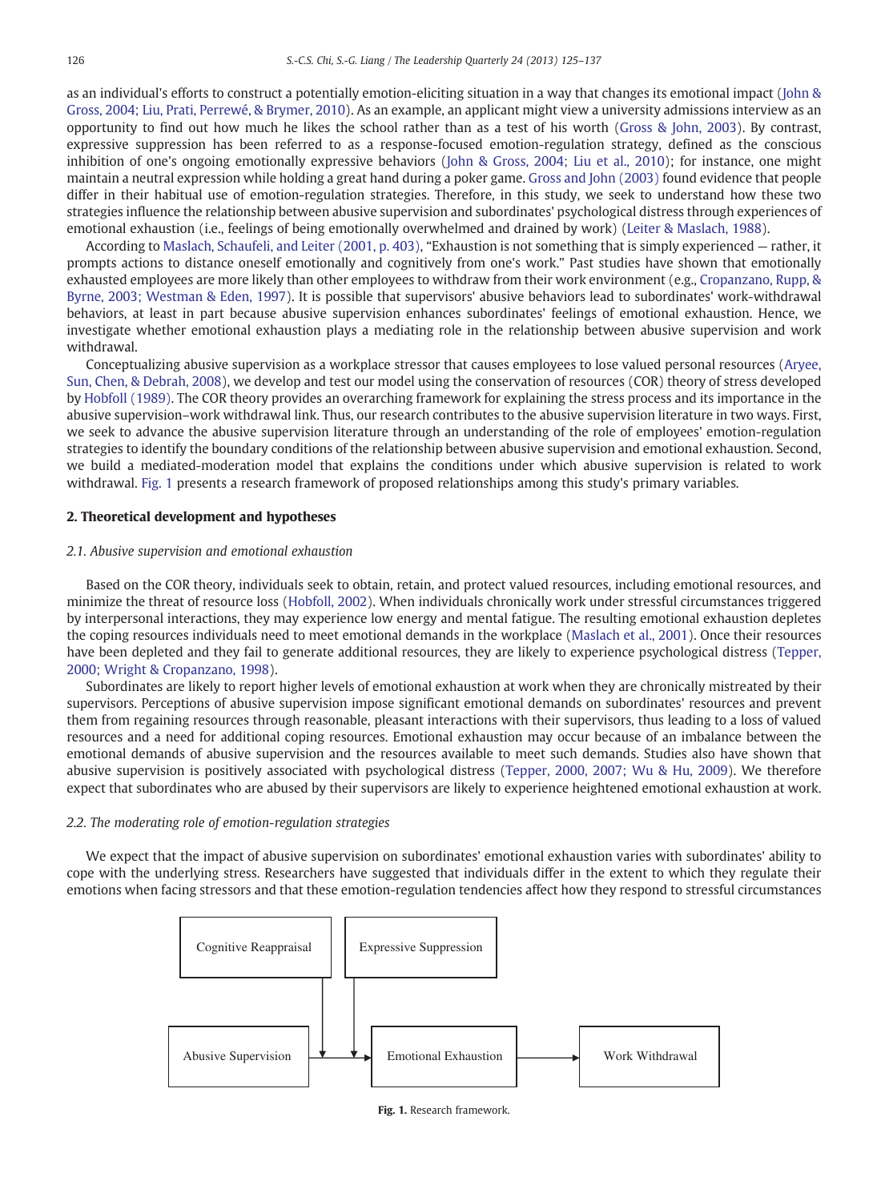as an individual's efforts to construct a potentially emotion-eliciting situation in a way that changes its emotional impact (John & Gross, 2004; Liu, Prati, Perrewé, & Brymer, 2010). As an example, an applicant might view a university admissions interview as an opportunity to find out how much he likes the school rather than as a test of his worth (Gross & John, 2003). By contrast, expressive suppression has been referred to as a response-focused emotion-regulation strategy, defined as the conscious inhibition of one's ongoing emotionally expressive behaviors (John & Gross, 2004; Liu et al., 2010); for instance, one might maintain a neutral expression while holding a great hand during a poker game. Gross and John (2003) found evidence that people differ in their habitual use of emotion-regulation strategies. Therefore, in this study, we seek to understand how these two strategies influence the relationship between abusive supervision and subordinates' psychological distress through experiences of emotional exhaustion (i.e., feelings of being emotionally overwhelmed and drained by work) (Leiter & Maslach, 1988).

According to Maslach, Schaufeli, and Leiter (2001, p. 403), "Exhaustion is not something that is simply experienced — rather, it prompts actions to distance oneself emotionally and cognitively from one's work." Past studies have shown that emotionally exhausted employees are more likely than other employees to withdraw from their work environment (e.g., Cropanzano, Rupp, & Byrne, 2003; Westman & Eden, 1997). It is possible that supervisors' abusive behaviors lead to subordinates' work-withdrawal behaviors, at least in part because abusive supervision enhances subordinates' feelings of emotional exhaustion. Hence, we investigate whether emotional exhaustion plays a mediating role in the relationship between abusive supervision and work withdrawal.

Conceptualizing abusive supervision as a workplace stressor that causes employees to lose valued personal resources (Aryee, Sun, Chen, & Debrah, 2008), we develop and test our model using the conservation of resources (COR) theory of stress developed by Hobfoll (1989). The COR theory provides an overarching framework for explaining the stress process and its importance in the abusive supervision–work withdrawal link. Thus, our research contributes to the abusive supervision literature in two ways. First, we seek to advance the abusive supervision literature through an understanding of the role of employees' emotion-regulation strategies to identify the boundary conditions of the relationship between abusive supervision and emotional exhaustion. Second, we build a mediated-moderation model that explains the conditions under which abusive supervision is related to work withdrawal. Fig. 1 presents a research framework of proposed relationships among this study's primary variables.

## 2. Theoretical development and hypotheses

### 2.1. Abusive supervision and emotional exhaustion

Based on the COR theory, individuals seek to obtain, retain, and protect valued resources, including emotional resources, and minimize the threat of resource loss (Hobfoll, 2002). When individuals chronically work under stressful circumstances triggered by interpersonal interactions, they may experience low energy and mental fatigue. The resulting emotional exhaustion depletes the coping resources individuals need to meet emotional demands in the workplace (Maslach et al., 2001). Once their resources have been depleted and they fail to generate additional resources, they are likely to experience psychological distress (Tepper, 2000; Wright & Cropanzano, 1998).

Subordinates are likely to report higher levels of emotional exhaustion at work when they are chronically mistreated by their supervisors. Perceptions of abusive supervision impose significant emotional demands on subordinates' resources and prevent them from regaining resources through reasonable, pleasant interactions with their supervisors, thus leading to a loss of valued resources and a need for additional coping resources. Emotional exhaustion may occur because of an imbalance between the emotional demands of abusive supervision and the resources available to meet such demands. Studies also have shown that abusive supervision is positively associated with psychological distress (Tepper, 2000, 2007; Wu & Hu, 2009). We therefore expect that subordinates who are abused by their supervisors are likely to experience heightened emotional exhaustion at work.

### 2.2. The moderating role of emotion-regulation strategies

We expect that the impact of abusive supervision on subordinates' emotional exhaustion varies with subordinates' ability to cope with the underlying stress. Researchers have suggested that individuals differ in the extent to which they regulate their emotions when facing stressors and that these emotion-regulation tendencies affect how they respond to stressful circumstances

Cognitive Reappraisal

Expressive Suppression

Abusive Supervision

Emotional Exhaustion

Work Withdrawal

**Fig. 1.** Research framework.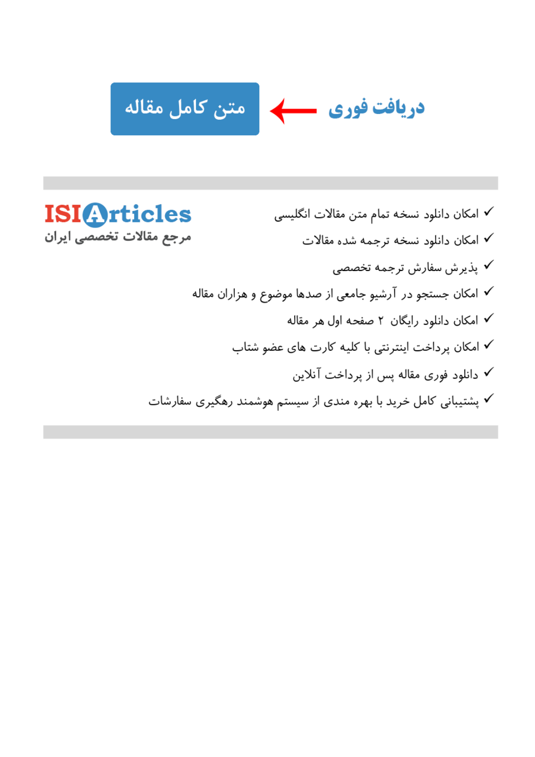دریافت فوری ← **متن کامل مقاله**

**ISIArticles**
مرجع مقالات تخصصی ایران

- ✓ امکان دانلود نسخه تمام متن مقالات انگلیسی
- ✓ امکان دانلود نسخه ترجمه شده مقالات
- ✓ پذیرش سفارش ترجمه تخصصی
- ✓ امکان جستجو در آرشیو جامعی از صدها موضوع و هزاران مقاله
- ✓ امکان دانلود رایگان ۲ صفحه اول هر مقاله
- ✓ امکان پرداخت اینترنتی با کلیه کارت های عضو شتاب
- ✓ دانلود فوری مقاله پس از پرداخت آنلاین
- ✓ پشتیبانی کامل خرید با بهره مندی از سیستم هوشمند رهگیری سفارشات